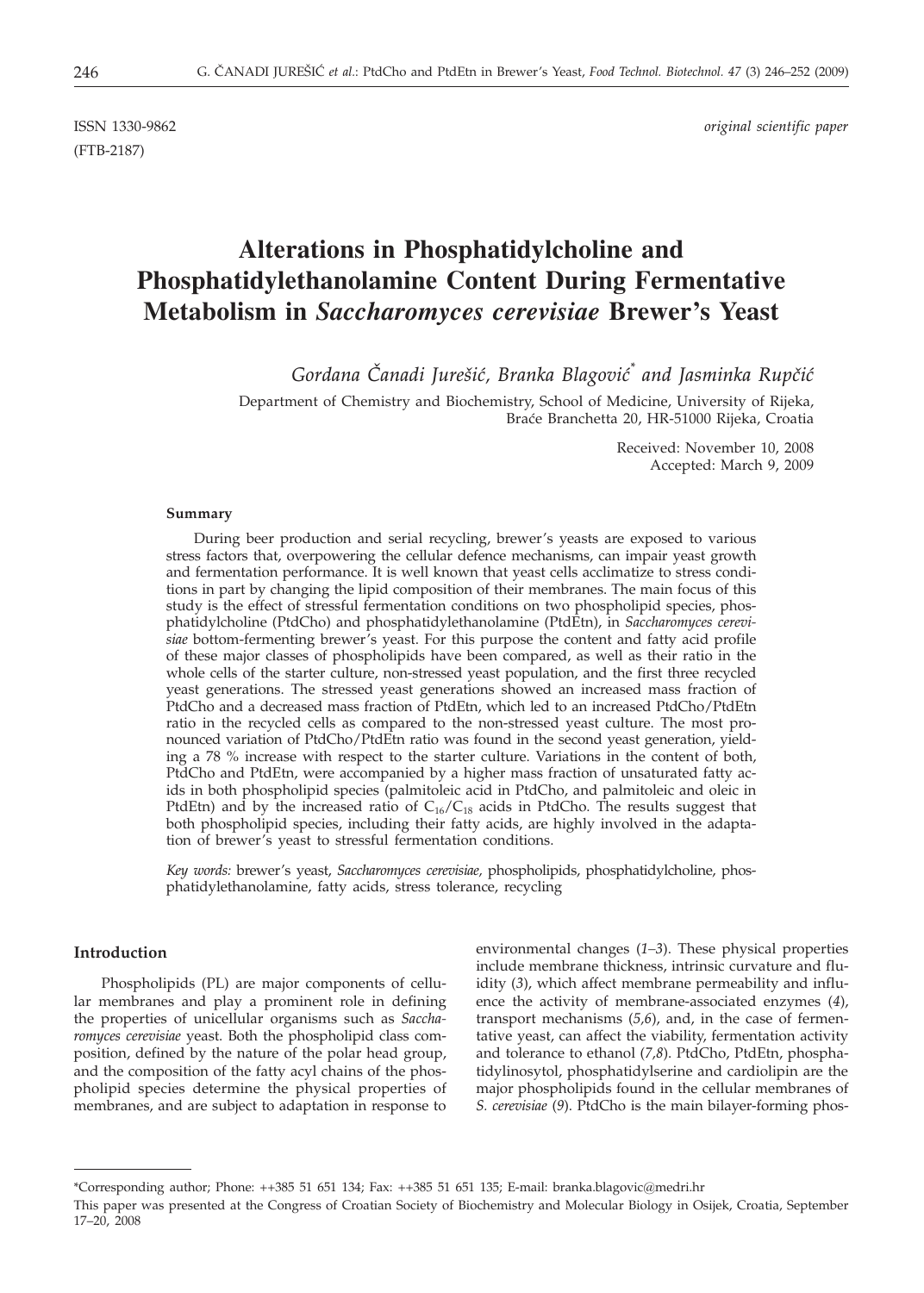ISSN 1330-9862 *original scientific paper*

(FTB-2187)

# Alterations in Phosphatidylcholine and Phosphatidylethanolamine Content During Fermentative Metabolism in *Saccharomyces cerevisiae* Brewer's Yeast

*Gordana Čanadi Jurešić, Branka Blagović\* and Jasminka Rupčić*

Department of Chemistry and Biochemistry, School of Medicine, University of Rijeka, Braće Branchetta 20, HR-51000 Rijeka, Croatia

Received: November 10, 2008
Accepted: March 9, 2009

### Summary

During beer production and serial recycling, brewer's yeasts are exposed to various stress factors that, overpowering the cellular defence mechanisms, can impair yeast growth and fermentation performance. It is well known that yeast cells acclimatize to stress conditions in part by changing the lipid composition of their membranes. The main focus of this study is the effect of stressful fermentation conditions on two phospholipid species, phosphatidylcholine (PtdCho) and phosphatidylethanolamine (PtdEtn), in *Saccharomyces cerevisiae* bottom-fermenting brewer's yeast. For this purpose the content and fatty acid profile of these major classes of phospholipids have been compared, as well as their ratio in the whole cells of the starter culture, non-stressed yeast population, and the first three recycled yeast generations. The stressed yeast generations showed an increased mass fraction of PtdCho and a decreased mass fraction of PtdEtn, which led to an increased PtdCho/PtdEtn ratio in the recycled cells as compared to the non-stressed yeast culture. The most pronounced variation of PtdCho/PtdEtn ratio was found in the second yeast generation, yielding a 78 % increase with respect to the starter culture. Variations in the content of both, PtdCho and PtdEtn, were accompanied by a higher mass fraction of unsaturated fatty acids in both phospholipid species (palmitoleic acid in PtdCho, and palmitoleic and oleic in PtdEtn) and by the increased ratio of $C_{16}/C_{18}$ acids in PtdCho. The results suggest that both phospholipid species, including their fatty acids, are highly involved in the adaptation of brewer's yeast to stressful fermentation conditions.

*Key words:* brewer's yeast, *Saccharomyces cerevisiae*, phospholipids, phosphatidylcholine, phosphatidylethanolamine, fatty acids, stress tolerance, recycling

### Introduction

Phospholipids (PL) are major components of cellular membranes and play a prominent role in defining the properties of unicellular organisms such as *Saccharomyces cerevisiae* yeast. Both the phospholipid class composition, defined by the nature of the polar head group, and the composition of the fatty acyl chains of the phospholipid species determine the physical properties of membranes, and are subject to adaptation in response to environmental changes (*1–3*). These physical properties include membrane thickness, intrinsic curvature and fluidity (*3*), which affect membrane permeability and influence the activity of membrane-associated enzymes (*4*), transport mechanisms (*5,6*), and, in the case of fermentative yeast, can affect the viability, fermentation activity and tolerance to ethanol (*7,8*). PtdCho, PtdEtn, phosphatidylinosytol, phosphatidylserine and cardiolipin are the major phospholipids found in the cellular membranes of *S. cerevisiae* (*9*). PtdCho is the main bilayer-forming phos-

---

\*Corresponding author; Phone: ++385 51 651 134; Fax: ++385 51 651 135; E-mail: branka.blagovic@medri.hr

This paper was presented at the Congress of Croatian Society of Biochemistry and Molecular Biology in Osijek, Croatia, September 17–20, 2008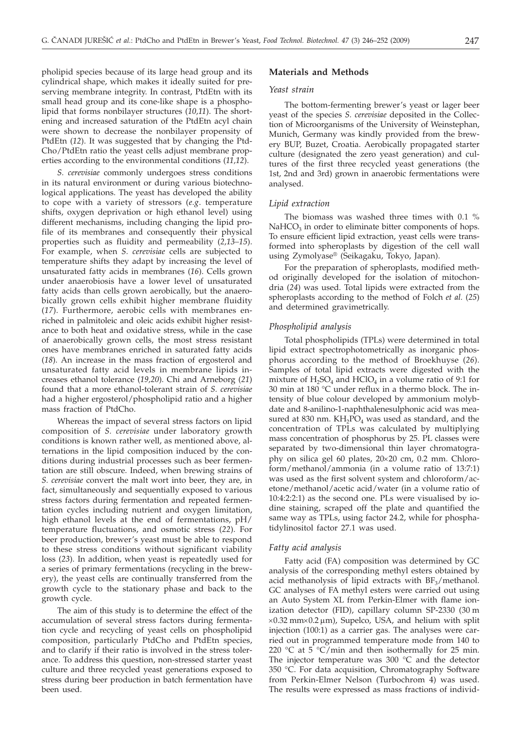pholipid species because of its large head group and its cylindrical shape, which makes it ideally suited for preserving membrane integrity. In contrast, PtdEtn with its small head group and its cone-like shape is a phospholipid that forms nonbilayer structures (*10,11*). The shortening and increased saturation of the PtdEtn acyl chain were shown to decrease the nonbilayer propensity of PtdEtn (*12*). It was suggested that by changing the PtdCho/PtdEtn ratio the yeast cells adjust membrane properties according to the environmental conditions (*11,12*).

*S. cerevisiae* commonly undergoes stress conditions in its natural environment or during various biotechnological applications. The yeast has developed the ability to cope with a variety of stressors (*e.g.* temperature shifts, oxygen deprivation or high ethanol level) using different mechanisms, including changing the lipid profile of its membranes and consequently their physical properties such as fluidity and permeability (*2,13–15*). For example, when *S. cerevisiae* cells are subjected to temperature shifts they adapt by increasing the level of unsaturated fatty acids in membranes (*16*). Cells grown under anaerobiosis have a lower level of unsaturated fatty acids than cells grown aerobically, but the anaerobically grown cells exhibit higher membrane fluidity (*17*). Furthermore, aerobic cells with membranes enriched in palmitoleic and oleic acids exhibit higher resistance to both heat and oxidative stress, while in the case of anaerobically grown cells, the most stress resistant ones have membranes enriched in saturated fatty acids (*18*). An increase in the mass fraction of ergosterol and unsaturated fatty acid levels in membrane lipids increases ethanol tolerance (*19,20*). Chi and Arneborg (*21*) found that a more ethanol-tolerant strain of *S. cerevisiae* had a higher ergosterol/phospholipid ratio and a higher mass fraction of PtdCho.

Whereas the impact of several stress factors on lipid composition of *S. cerevisiae* under laboratory growth conditions is known rather well, as mentioned above, alternations in the lipid composition induced by the conditions during industrial processes such as beer fermentation are still obscure. Indeed, when brewing strains of *S. cerevisiae* convert the malt wort into beer, they are, in fact, simultaneously and sequentially exposed to various stress factors during fermentation and repeated fermentation cycles including nutrient and oxygen limitation, high ethanol levels at the end of fermentations, pH/temperature fluctuations, and osmotic stress (*22*). For beer production, brewer's yeast must be able to respond to these stress conditions without significant viability loss (*23*). In addition, when yeast is repeatedly used for a series of primary fermentations (recycling in the brewery), the yeast cells are continually transferred from the growth cycle to the stationary phase and back to the growth cycle.

The aim of this study is to determine the effect of the accumulation of several stress factors during fermentation cycle and recycling of yeast cells on phospholipid composition, particularly PtdCho and PtdEtn species, and to clarify if their ratio is involved in the stress tolerance. To address this question, non-stressed starter yeast culture and three recycled yeast generations exposed to stress during beer production in batch fermentation have been used.

## Materials and Methods

### *Yeast strain*

The bottom-fermenting brewer's yeast or lager beer yeast of the species *S. cerevisiae* deposited in the Collection of Microorganisms of the University of Weinstephan, Munich, Germany was kindly provided from the brewery BUP, Buzet, Croatia. Aerobically propagated starter culture (designated the zero yeast generation) and cultures of the first three recycled yeast generations (the 1st, 2nd and 3rd) grown in anaerobic fermentations were analysed.

### *Lipid extraction*

The biomass was washed three times with 0.1 % $NaHCO_3$ in order to eliminate bitter components of hops. To ensure efficient lipid extraction, yeast cells were transformed into spheroplasts by digestion of the cell wall using Zymolyase® (Seikagaku, Tokyo, Japan).

For the preparation of spheroplasts, modified method originally developed for the isolation of mitochondria (*24*) was used. Total lipids were extracted from the spheroplasts according to the method of Folch *et al.* (*25*) and determined gravimetrically.

### *Phospholipid analysis*

Total phospholipids (TPLs) were determined in total lipid extract spectrophotometrically as inorganic phosphorus according to the method of Broekhuyse (*26*). Samples of total lipid extracts were digested with the mixture of $H_2SO_4$ and $HClO_4$ in a volume ratio of 9:1 for 30 min at 180 °C under reflux in a thermo block. The intensity of blue colour developed by ammonium molybdate and 8-anilino-1-naphthalenesulphonic acid was measured at 830 nm. $KH_2PO_4$ was used as standard, and the concentration of TPLs was calculated by multiplying mass concentration of phosphorus by 25. PL classes were separated by two-dimensional thin layer chromatography on silica gel 60 plates, 20×20 cm, 0.2 mm. Chloroform/methanol/ammonia (in a volume ratio of 13:7:1) was used as the first solvent system and chloroform/acetone/methanol/acetic acid/water (in a volume ratio of 10:4:2:2:1) as the second one. PLs were visualised by iodine staining, scraped off the plate and quantified the same way as TPLs, using factor 24.2, while for phosphatidylinositol factor 27.1 was used.

### *Fatty acid analysis*

Fatty acid (FA) composition was determined by GC analysis of the corresponding methyl esters obtained by acid methanolysis of lipid extracts with $BF_3$/methanol. GC analyses of FA methyl esters were carried out using an Auto System XL from Perkin-Elmer with flame ionization detector (FID), capillary column SP-2330 (30 m ×0.32 mm×0.2 μm), Supelco, USA, and helium with split injection (100:1) as a carrier gas. The analyses were carried out in programmed temperature mode from 140 to 220 °C at 5 °C/min and then isothermally for 25 min. The injector temperature was 300 °C and the detector 350 °C. For data acquisition, Chromatography Software from Perkin-Elmer Nelson (Turbochrom 4) was used. The results were expressed as mass fractions of individ-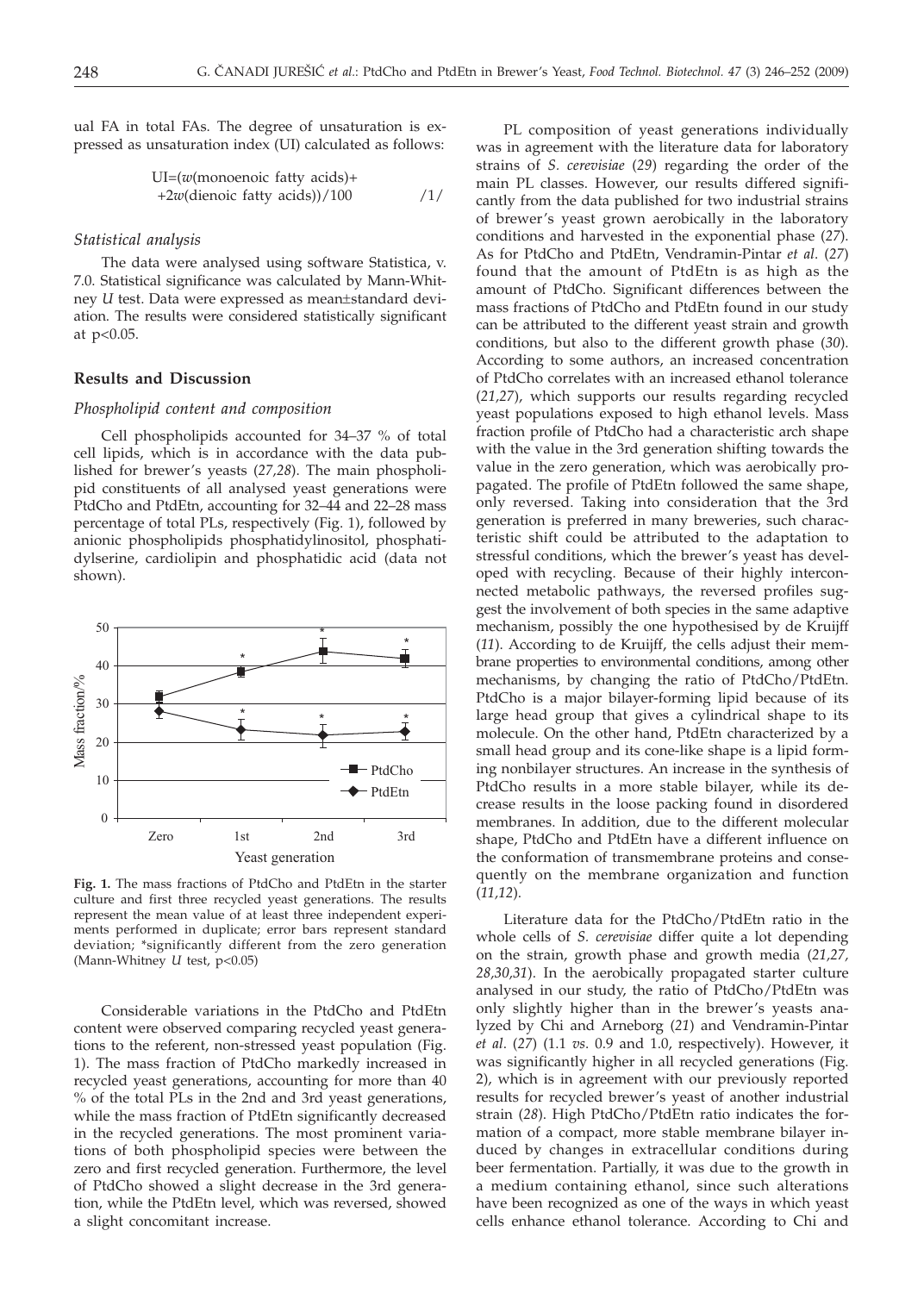ual FA in total FAs. The degree of unsaturation is expressed as unsaturation index (UI) calculated as follows:

$$UI=(w(\text{monoenoic fatty acids})+2w(\text{dienoic fatty acids}))/100 \qquad /1/$$

### *Statistical analysis*

The data were analysed using software Statistica, v. 7.0. Statistical significance was calculated by Mann-Whitney *U* test. Data were expressed as mean±standard deviation. The results were considered statistically significant at $p<0.05$.

## Results and Discussion

### *Phospholipid content and composition*

Cell phospholipids accounted for 34–37 % of total cell lipids, which is in accordance with the data published for brewer's yeasts (*27,28*). The main phospholipid constituents of all analysed yeast generations were PtdCho and PtdEtn, accounting for 32–44 and 22–28 mass percentage of total PLs, respectively (Fig. 1), followed by anionic phospholipids phosphatidylinositol, phosphatidylserine, cardiolipin and phosphatidic acid (data not shown).

**Fig. 1.** The mass fractions of PtdCho and PtdEtn in the starter culture and first three recycled yeast generations. The results represent the mean value of at least three independent experiments performed in duplicate; error bars represent standard deviation; *significantly different from the zero generation (Mann-Whitney *U* test, $p<0.05$)

Considerable variations in the PtdCho and PtdEtn content were observed comparing recycled yeast generations to the referent, non-stressed yeast population (Fig. 1). The mass fraction of PtdCho markedly increased in recycled yeast generations, accounting for more than 40 % of the total PLs in the 2nd and 3rd yeast generations, while the mass fraction of PtdEtn significantly decreased in the recycled generations. The most prominent variations of both phospholipid species were between the zero and first recycled generation. Furthermore, the level of PtdCho showed a slight decrease in the 3rd generation, while the PtdEtn level, which was reversed, showed a slight concomitant increase.

PL composition of yeast generations individually was in agreement with the literature data for laboratory strains of *S. cerevisiae* (*29*) regarding the order of the main PL classes. However, our results differed significantly from the data published for two industrial strains of brewer's yeast grown aerobically in the laboratory conditions and harvested in the exponential phase (*27*). As for PtdCho and PtdEtn, Vendramin-Pintar *et al.* (*27*) found that the amount of PtdEtn is as high as the amount of PtdCho. Significant differences between the mass fractions of PtdCho and PtdEtn found in our study can be attributed to the different yeast strain and growth conditions, but also to the different growth phase (*30*). According to some authors, an increased concentration of PtdCho correlates with an increased ethanol tolerance (*21,27*), which supports our results regarding recycled yeast populations exposed to high ethanol levels. Mass fraction profile of PtdCho had a characteristic arch shape with the value in the 3rd generation shifting towards the value in the zero generation, which was aerobically propagated. The profile of PtdEtn followed the same shape, only reversed. Taking into consideration that the 3rd generation is preferred in many breweries, such characteristic shift could be attributed to the adaptation to stressful conditions, which the brewer's yeast has developed with recycling. Because of their highly interconnected metabolic pathways, the reversed profiles suggest the involvement of both species in the same adaptive mechanism, possibly the one hypothesised by de Kruijff (*11*). According to de Kruijff, the cells adjust their membrane properties to environmental conditions, among other mechanisms, by changing the ratio of PtdCho/PtdEtn. PtdCho is a major bilayer-forming lipid because of its large head group that gives a cylindrical shape to its molecule. On the other hand, PtdEtn characterized by a small head group and its cone-like shape is a lipid forming nonbilayer structures. An increase in the synthesis of PtdCho results in a more stable bilayer, while its decrease results in the loose packing found in disordered membranes. In addition, due to the different molecular shape, PtdCho and PtdEtn have a different influence on the conformation of transmembrane proteins and consequently on the membrane organization and function (*11,12*).

Literature data for the PtdCho/PtdEtn ratio in the whole cells of *S. cerevisiae* differ quite a lot depending on the strain, growth phase and growth media (*21,27, 28,30,31*). In the aerobically propagated starter culture analysed in our study, the ratio of PtdCho/PtdEtn was only slightly higher than in the brewer's yeasts analyzed by Chi and Arneborg (*21*) and Vendramin-Pintar *et al.* (*27*) (1.1 *vs.* 0.9 and 1.0, respectively). However, it was significantly higher in all recycled generations (Fig. 2), which is in agreement with our previously reported results for recycled brewer's yeast of another industrial strain (*28*). High PtdCho/PtdEtn ratio indicates the formation of a compact, more stable membrane bilayer induced by changes in extracellular conditions during beer fermentation. Partially, it was due to the growth in a medium containing ethanol, since such alterations have been recognized as one of the ways in which yeast cells enhance ethanol tolerance. According to Chi and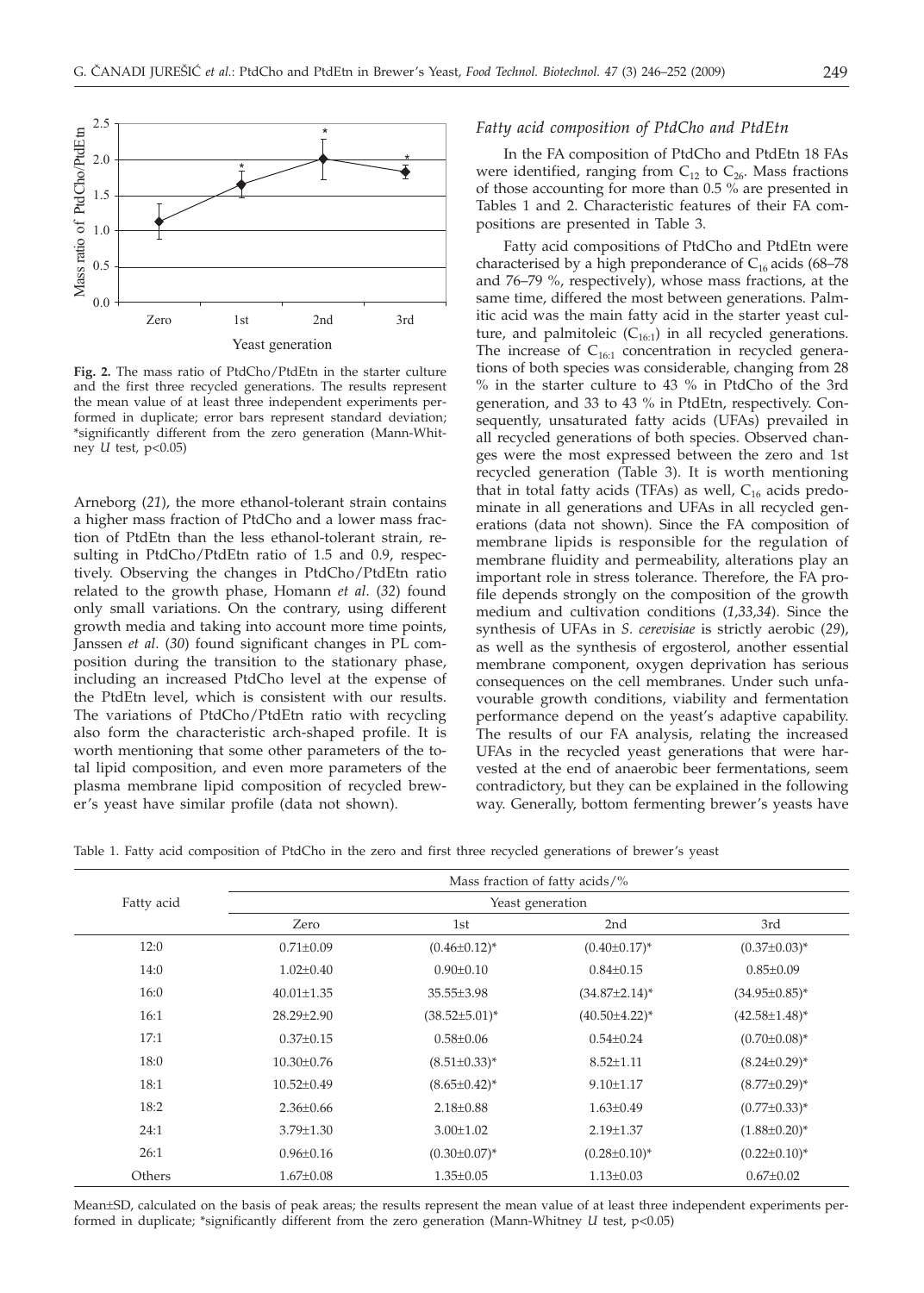Fig. 2. The mass ratio of PtdCho/PtdEtn in the starter culture and the first three recycled generations. The results represent the mean value of at least three independent experiments performed in duplicate; error bars represent standard deviation; *significantly different from the zero generation (Mann-Whitney *U* test, $p<0.05$)

Arneborg (*21*), the more ethanol-tolerant strain contains a higher mass fraction of PtdCho and a lower mass fraction of PtdEtn than the less ethanol-tolerant strain, resulting in PtdCho/PtdEtn ratio of 1.5 and 0.9, respectively. Observing the changes in PtdCho/PtdEtn ratio related to the growth phase, Homann *et al.* (*32*) found only small variations. On the contrary, using different growth media and taking into account more time points, Janssen *et al.* (*30*) found significant changes in PL composition during the transition to the stationary phase, including an increased PtdCho level at the expense of the PtdEtn level, which is consistent with our results. The variations of PtdCho/PtdEtn ratio with recycling also form the characteristic arch-shaped profile. It is worth mentioning that some other parameters of the total lipid composition, and even more parameters of the plasma membrane lipid composition of recycled brewer's yeast have similar profile (data not shown).

### *Fatty acid composition of PtdCho and PtdEtn*

In the FA composition of PtdCho and PtdEtn 18 FAs were identified, ranging from $C_{12}$ to $C_{26}$. Mass fractions of those accounting for more than 0.5 % are presented in Tables 1 and 2. Characteristic features of their FA compositions are presented in Table 3.

Fatty acid compositions of PtdCho and PtdEtn were characterised by a high preponderance of $C_{16}$ acids (68–78 and 76–79 %, respectively), whose mass fractions, at the same time, differed the most between generations. Palmitic acid was the main fatty acid in the starter yeast culture, and palmitoleic ($C_{16:1}$) in all recycled generations. The increase of $C_{16:1}$ concentration in recycled generations of both species was considerable, changing from 28 % in the starter culture to 43 % in PtdCho of the 3rd generation, and 33 to 43 % in PtdEtn, respectively. Consequently, unsaturated fatty acids (UFAs) prevailed in all recycled generations of both species. Observed changes were the most expressed between the zero and 1st recycled generation (Table 3). It is worth mentioning that in total fatty acids (TFAs) as well, $C_{16}$ acids predominate in all generations and UFAs in all recycled generations (data not shown). Since the FA composition of membrane lipids is responsible for the regulation of membrane fluidity and permeability, alterations play an important role in stress tolerance. Therefore, the FA profile depends strongly on the composition of the growth medium and cultivation conditions (*1,33,34*). Since the synthesis of UFAs in *S. cerevisiae* is strictly aerobic (*29*), as well as the synthesis of ergosterol, another essential membrane component, oxygen deprivation has serious consequences on the cell membranes. Under such unfavourable growth conditions, viability and fermentation performance depend on the yeast's adaptive capability. The results of our FA analysis, relating the increased UFAs in the recycled yeast generations that were harvested at the end of anaerobic beer fermentations, seem contradictory, but they can be explained in the following way. Generally, bottom fermenting brewer's yeasts have

Table 1. Fatty acid composition of PtdCho in the zero and first three recycled generations of brewer's yeast

| Fatty acid | Mass fraction of fatty acids/% | | | |
|---|---|---|---|---|
| | Yeast generation | | | |
| | Zero | 1st | 2nd | 3rd |
| 12:0 | 0.71±0.09 | (0.46±0.12)* | (0.40±0.17)* | (0.37±0.03)* |
| 14:0 | 1.02±0.40 | 0.90±0.10 | 0.84±0.15 | 0.85±0.09 |
| 16:0 | 40.01±1.35 | 35.55±3.98 | (34.87±2.14)* | (34.95±0.85)* |
| 16:1 | 28.29±2.90 | (38.52±5.01)* | (40.50±4.22)* | (42.58±1.48)* |
| 17:1 | 0.37±0.15 | 0.58±0.06 | 0.54±0.24 | (0.70±0.08)* |
| 18:0 | 10.30±0.76 | (8.51±0.33)* | 8.52±1.11 | (8.24±0.29)* |
| 18:1 | 10.52±0.49 | (8.65±0.42)* | 9.10±1.17 | (8.77±0.29)* |
| 18:2 | 2.36±0.66 | 2.18±0.88 | 1.63±0.49 | (0.77±0.33)* |
| 24:1 | 3.79±1.30 | 3.00±1.02 | 2.19±1.37 | (1.88±0.20)* |
| 26:1 | 0.96±0.16 | (0.30±0.07)* | (0.28±0.10)* | (0.22±0.10)* |
| Others | 1.67±0.08 | 1.35±0.05 | 1.13±0.03 | 0.67±0.02 |

Mean±SD, calculated on the basis of peak areas; the results represent the mean value of at least three independent experiments performed in duplicate; *significantly different from the zero generation (Mann-Whitney *U* test, $p<0.05$)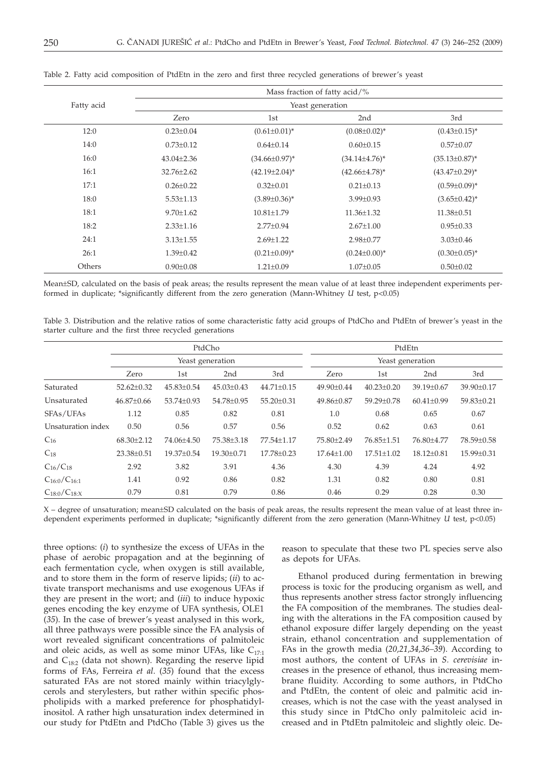Table 2. Fatty acid composition of PtdEtn in the zero and first three recycled generations of brewer's yeast

| Fatty acid | Mass fraction of fatty acid/% | | | |
|---|---|---|---|---|
| | Yeast generation | | | |
| | Zero | 1st | 2nd | 3rd |
| 12:0 | 0.23±0.04 | (0.61±0.01)* | (0.08±0.02)* | (0.43±0.15)* |
| 14:0 | 0.73±0.12 | 0.64±0.14 | 0.60±0.15 | 0.57±0.07 |
| 16:0 | 43.04±2.36 | (34.66±0.97)* | (34.14±4.76)* | (35.13±0.87)* |
| 16:1 | 32.76±2.62 | (42.19±2.04)* | (42.66±4.78)* | (43.47±0.29)* |
| 17:1 | 0.26±0.22 | 0.32±0.01 | 0.21±0.13 | (0.59±0.09)* |
| 18:0 | 5.53±1.13 | (3.89±0.36)* | 3.99±0.93 | (3.65±0.42)* |
| 18:1 | 9.70±1.62 | 10.81±1.79 | 11.36±1.32 | 11.38±0.51 |
| 18:2 | 2.33±1.16 | 2.77±0.94 | 2.67±1.00 | 0.95±0.33 |
| 24:1 | 3.13±1.55 | 2.69±1.22 | 2.98±0.77 | 3.03±0.46 |
| 26:1 | 1.39±0.42 | (0.21±0.09)* | (0.24±0.00)* | (0.30±0.05)* |
| Others | 0.90±0.08 | 1.21±0.09 | 1.07±0.05 | 0.50±0.02 |

Mean±SD, calculated on the basis of peak areas; the results represent the mean value of at least three independent experiments performed in duplicate; *significantly different from the zero generation (Mann-Whitney *U* test, $p<0.05$)

Table 3. Distribution and the relative ratios of some characteristic fatty acid groups of PtdCho and PtdEtn of brewer's yeast in the starter culture and the first three recycled generations

| | PtdCho | | | | PtdEtn | | | |
|---|---|---|---|---|---|---|---|---|
| | Yeast generation | | | | Yeast generation | | | |
| | Zero | 1st | 2nd | 3rd | Zero | 1st | 2nd | 3rd |
| Saturated | 52.62±0.32 | 45.83±0.54 | 45.03±0.43 | 44.71±0.15 | 49.90±0.44 | 40.23±0.20 | 39.19±0.67 | 39.90±0.17 |
| Unsaturated | 46.87±0.66 | 53.74±0.93 | 54.78±0.95 | 55.20±0.31 | 49.86±0.87 | 59.29±0.78 | 60.41±0.99 | 59.83±0.21 |
| SFAs/UFAs | 1.12 | 0.85 | 0.82 | 0.81 | 1.0 | 0.68 | 0.65 | 0.67 |
| Unsaturation index | 0.50 | 0.56 | 0.57 | 0.56 | 0.52 | 0.62 | 0.63 | 0.61 |
| $C_{16}$ | 68.30±2.12 | 74.06±4.50 | 75.38±3.18 | 77.54±1.17 | 75.80±2.49 | 76.85±1.51 | 76.80±4.77 | 78.59±0.58 |
| $C_{18}$ | 23.38±0.51 | 19.37±0.54 | 19.30±0.71 | 17.78±0.23 | 17.64±1.00 | 17.51±1.02 | 18.12±0.81 | 15.99±0.31 |
| $C_{16}/C_{18}$ | 2.92 | 3.82 | 3.91 | 4.36 | 4.30 | 4.39 | 4.24 | 4.92 |
| $C_{16:0}/C_{16:1}$ | 1.41 | 0.92 | 0.86 | 0.82 | 1.31 | 0.82 | 0.80 | 0.81 |
| $C_{18:0}/C_{18:X}$ | 0.79 | 0.81 | 0.79 | 0.86 | 0.46 | 0.29 | 0.28 | 0.30 |

X – degree of unsaturation; mean±SD calculated on the basis of peak areas, the results represent the mean value of at least three independent experiments performed in duplicate; *significantly different from the zero generation (Mann-Whitney *U* test, $p<0.05$)

three options: (*i*) to synthesize the excess of UFAs in the phase of aerobic propagation and at the beginning of each fermentation cycle, when oxygen is still available, and to store them in the form of reserve lipids; (*ii*) to activate transport mechanisms and use exogenous UFAs if they are present in the wort; and (*iii*) to induce hypoxic genes encoding the key enzyme of UFA synthesis, OLE1 (*35*). In the case of brewer's yeast analysed in this work, all three pathways were possible since the FA analysis of wort revealed significant concentrations of palmitoleic and oleic acids, as well as some minor UFAs, like $C_{17:1}$ and $C_{18:2}$ (data not shown). Regarding the reserve lipid forms of FAs, Ferreira *et al.* (*35*) found that the excess saturated FAs are not stored mainly within triacylglycerols and sterylesters, but rather within specific phospholipids with a marked preference for phosphatidylinositol. A rather high unsaturation index determined in our study for PtdEtn and PtdCho (Table 3) gives us the reason to speculate that these two PL species serve also as depots for UFAs.

Ethanol produced during fermentation in brewing process is toxic for the producing organism as well, and thus represents another stress factor strongly influencing the FA composition of the membranes. The studies dealing with the alterations in the FA composition caused by ethanol exposure differ largely depending on the yeast strain, ethanol concentration and supplementation of FAs in the growth media (*20,21,34,36–39*). According to most authors, the content of UFAs in *S. cerevisiae* increases in the presence of ethanol, thus increasing membrane fluidity. According to some authors, in PtdCho and PtdEtn, the content of oleic and palmitic acid increases, which is not the case with the yeast analysed in this study since in PtdCho only palmitoleic acid increased and in PtdEtn palmitoleic and slightly oleic. De-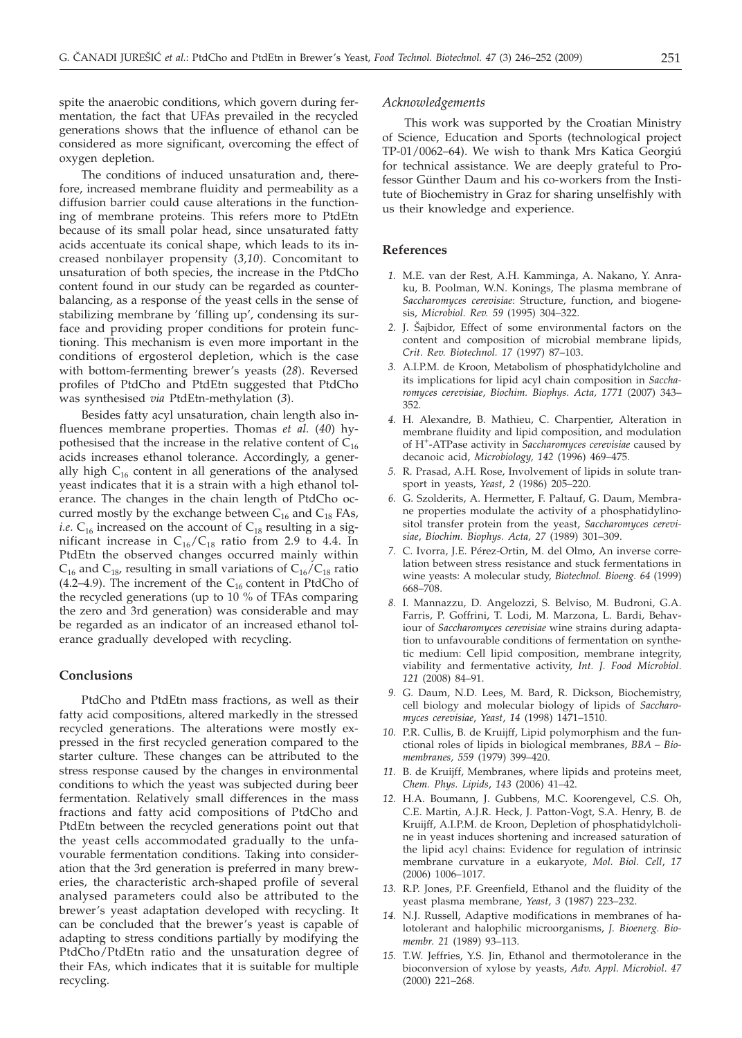spite the anaerobic conditions, which govern during fermentation, the fact that UFAs prevailed in the recycled generations shows that the influence of ethanol can be considered as more significant, overcoming the effect of oxygen depletion.

The conditions of induced unsaturation and, therefore, increased membrane fluidity and permeability as a diffusion barrier could cause alterations in the functioning of membrane proteins. This refers more to PtdEtn because of its small polar head, since unsaturated fatty acids accentuate its conical shape, which leads to its increased nonbilayer propensity (*3,10*). Concomitant to unsaturation of both species, the increase in the PtdCho content found in our study can be regarded as counterbalancing, as a response of the yeast cells in the sense of stabilizing membrane by 'filling up', condensing its surface and providing proper conditions for protein functioning. This mechanism is even more important in the conditions of ergosterol depletion, which is the case with bottom-fermenting brewer's yeasts (*28*). Reversed profiles of PtdCho and PtdEtn suggested that PtdCho was synthesised *via* PtdEtn-methylation (*3*).

Besides fatty acyl unsaturation, chain length also influences membrane properties. Thomas *et al.* (*40*) hypothesised that the increase in the relative content of $C_{16}$ acids increases ethanol tolerance. Accordingly, a generally high $C_{16}$ content in all generations of the analysed yeast indicates that it is a strain with a high ethanol tolerance. The changes in the chain length of PtdCho occurred mostly by the exchange between $C_{16}$ and $C_{18}$ FAs, *i.e.* $C_{16}$ increased on the account of $C_{18}$ resulting in a significant increase in $C_{16}/C_{18}$ ratio from 2.9 to 4.4. In PtdEtn the observed changes occurred mainly within $C_{16}$ and $C_{18}$, resulting in small variations of $C_{16}/C_{18}$ ratio (4.2–4.9). The increment of the $C_{16}$ content in PtdCho of the recycled generations (up to 10 % of TFAs comparing the zero and 3rd generation) was considerable and may be regarded as an indicator of an increased ethanol tolerance gradually developed with recycling.

## Conclusions

PtdCho and PtdEtn mass fractions, as well as their fatty acid compositions, altered markedly in the stressed recycled generations. The alterations were mostly expressed in the first recycled generation compared to the starter culture. These changes can be attributed to the stress response caused by the changes in environmental conditions to which the yeast was subjected during beer fermentation. Relatively small differences in the mass fractions and fatty acid compositions of PtdCho and PtdEtn between the recycled generations point out that the yeast cells accommodated gradually to the unfavourable fermentation conditions. Taking into consideration that the 3rd generation is preferred in many breweries, the characteristic arch-shaped profile of several analysed parameters could also be attributed to the brewer's yeast adaptation developed with recycling. It can be concluded that the brewer's yeast is capable of adapting to stress conditions partially by modifying the PtdCho/PtdEtn ratio and the unsaturation degree of their FAs, which indicates that it is suitable for multiple recycling.

### *Acknowledgements*

This work was supported by the Croatian Ministry of Science, Education and Sports (technological project TP-01/0062–64). We wish to thank Mrs Katica Georgiú for technical assistance. We are deeply grateful to Professor Günther Daum and his co-workers from the Institute of Biochemistry in Graz for sharing unselfishly with us their knowledge and experience.

## References

1. M.E. van der Rest, A.H. Kamminga, A. Nakano, Y. Anraku, B. Poolman, W.N. Konings, The plasma membrane of *Saccharomyces cerevisiae*: Structure, function, and biogenesis, *Microbiol. Rev. 59* (1995) 304–322.
2. J. Šajbidor, Effect of some environmental factors on the content and composition of microbial membrane lipids, *Crit. Rev. Biotechnol. 17* (1997) 87–103.
3. A.I.P.M. de Kroon, Metabolism of phosphatidylcholine and its implications for lipid acyl chain composition in *Saccharomyces cerevisiae*, *Biochim. Biophys. Acta, 1771* (2007) 343–352.
4. H. Alexandre, B. Mathieu, C. Charpentier, Alteration in membrane fluidity and lipid composition, and modulation of $H^+$-ATPase activity in *Saccharomyces cerevisiae* caused by decanoic acid, *Microbiology, 142* (1996) 469–475.
5. R. Prasad, A.H. Rose, Involvement of lipids in solute transport in yeasts, *Yeast, 2* (1986) 205–220.
6. G. Szolderits, A. Hermetter, F. Paltauf, G. Daum, Membrane properties modulate the activity of a phosphatidylinositol transfer protein from the yeast, *Saccharomyces cerevisiae*, *Biochim. Biophys. Acta, 27* (1989) 301–309.
7. C. Ivorra, J.E. Pérez-Ortin, M. del Olmo, An inverse correlation between stress resistance and stuck fermentations in wine yeasts: A molecular study, *Biotechnol. Bioeng. 64* (1999) 668–708.
8. I. Mannazzu, D. Angelozzi, S. Belviso, M. Budroni, G.A. Farris, P. Goffrini, T. Lodi, M. Marzona, L. Bardi, Behaviour of *Saccharomyces cerevisiae* wine strains during adaptation to unfavourable conditions of fermentation on synthetic medium: Cell lipid composition, membrane integrity, viability and fermentative activity, *Int. J. Food Microbiol. 121* (2008) 84–91.
9. G. Daum, N.D. Lees, M. Bard, R. Dickson, Biochemistry, cell biology and molecular biology of lipids of *Saccharomyces cerevisiae*, *Yeast*, *14* (1998) 1471–1510.
10. P.R. Cullis, B. de Kruijff, Lipid polymorphism and the functional roles of lipids in biological membranes, *BBA – Biomembranes, 559* (1979) 399–420.
11. B. de Kruijff, Membranes, where lipids and proteins meet, *Chem. Phys. Lipids*, *143* (2006) 41–42.
12. H.A. Boumann, J. Gubbens, M.C. Koorengevel, C.S. Oh, C.E. Martin, A.J.R. Heck, J. Patton-Vogt, S.A. Henry, B. de Kruijff, A.I.P.M. de Kroon, Depletion of phosphatidylcholine in yeast induces shortening and increased saturation of the lipid acyl chains: Evidence for regulation of intrinsic membrane curvature in a eukaryote, *Mol. Biol. Cell*, *17* (2006) 1006–1017.
13. R.P. Jones, P.F. Greenfield, Ethanol and the fluidity of the yeast plasma membrane, *Yeast, 3* (1987) 223–232.
14. N.J. Russell, Adaptive modifications in membranes of halotolerant and halophilic microorganisms, *J. Bioenerg. Biomembr. 21* (1989) 93–113.
15. T.W. Jeffries, Y.S. Jin, Ethanol and thermotolerance in the bioconversion of xylose by yeasts, *Adv. Appl. Microbiol*. *47* (2000) 221–268.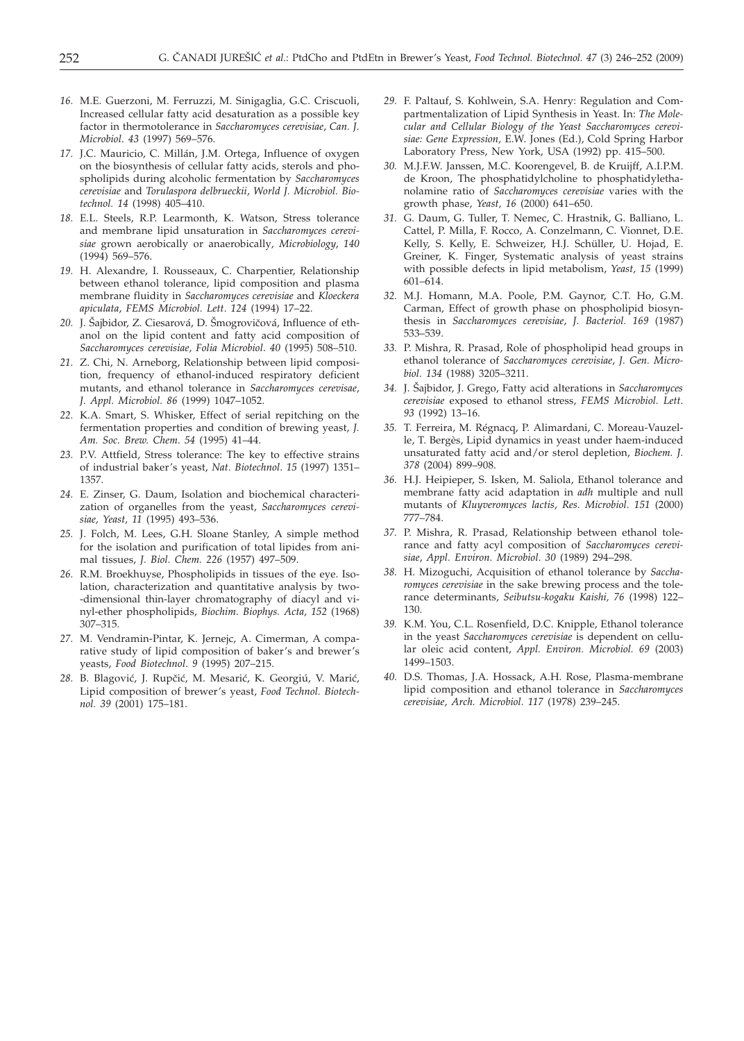*16.* M.E. Guerzoni, M. Ferruzzi, M. Sinigaglia, G.C. Criscuoli, Increased cellular fatty acid desaturation as a possible key factor in thermotolerance in *Saccharomyces cerevisiae*, *Can. J. Microbiol. 43* (1997) 569–576.

*17.* J.C. Mauricio, C. Millán, J.M. Ortega, Influence of oxygen on the biosynthesis of cellular fatty acids, sterols and phospholipids during alcoholic fermentation by *Saccharomyces cerevisiae* and *Torulaspora delbrueckii*, *World J. Microbiol. Biotechnol. 14* (1998) 405–410.

*18.* E.L. Steels, R.P. Learmonth, K. Watson, Stress tolerance and membrane lipid unsaturation in *Saccharomyces cerevisiae* grown aerobically or anaerobically, *Microbiology*, *140* (1994) 569–576.

*19.* H. Alexandre, I. Rousseaux, C. Charpentier, Relationship between ethanol tolerance, lipid composition and plasma membrane fluidity in *Saccharomyces cerevisiae* and *Kloeckera apiculata*, *FEMS Microbiol. Lett*. *124* (1994) 17–22.

*20.* J. Šajbidor, Z. Ciesarová, D. Šmogrovičová, Influence of ethanol on the lipid content and fatty acid composition of *Saccharomyces cerevisiae*, *Folia Microbiol*. *40* (1995) 508–510.

*21.* Z. Chi, N. Arneborg, Relationship between lipid composition, frequency of ethanol-induced respiratory deficient mutants, and ethanol tolerance in *Saccharomyces cerevisae*, *J. Appl. Microbiol. 86* (1999) 1047–1052.

*22.* K.A. Smart, S. Whisker, Effect of serial repitching on the fermentation properties and condition of brewing yeast, *J. Am. Soc. Brew. Chem*. *54* (1995) 41–44.

*23.* P.V. Attfield, Stress tolerance: The key to effective strains of industrial baker's yeast, *Nat. Biotechnol*. *15* (1997) 1351–1357.

*24.* E. Zinser, G. Daum, Isolation and biochemical characterization of organelles from the yeast, *Saccharomyces cerevisiae, Yeast, 11* (1995) 493–536.

*25.* J. Folch, M. Lees, G.H. Sloane Stanley, A simple method for the isolation and purification of total lipides from animal tissues, *J. Biol. Chem. 226* (1957) 497–509.

*26.* R.M. Broekhuyse, Phospholipids in tissues of the eye. Isolation, characterization and quantitative analysis by two-dimensional thin-layer chromatography of diacyl and vinyl-ether phospholipids, *Biochim. Biophys. Acta, 152* (1968) 307–315.

*27.* M. Vendramin-Pintar, K. Jernejc, A. Cimerman, A comparative study of lipid composition of baker's and brewer's yeasts, *Food Biotechnol*. *9* (1995) 207–215.

*28.* B. Blagović, J. Rupčić, M. Mesarić, K. Georgiú, V. Marić, Lipid composition of brewer's yeast, *Food Technol. Biotechnol. 39* (2001) 175–181.

*29.* F. Paltauf, S. Kohlwein, S.A. Henry: Regulation and Compartmentalization of Lipid Synthesis in Yeast. In: *The Molecular and Cellular Biology of the Yeast Saccharomyces cerevisiae: Gene Expression*, E.W. Jones (Ed.), Cold Spring Harbor Laboratory Press, New York, USA (1992) pp. 415–500.

*30.* M.J.F.W. Janssen, M.C. Koorengevel, B. de Kruijff, A.I.P.M. de Kroon, The phosphatidylcholine to phosphatidylethanolamine ratio of *Saccharomyces cerevisiae* varies with the growth phase, *Yeast*, *16* (2000) 641–650.

*31.* G. Daum, G. Tuller, T. Nemec, C. Hrastnik, G. Balliano, L. Cattel, P. Milla, F. Rocco, A. Conzelmann, C. Vionnet, D.E. Kelly, S. Kelly, E. Schweizer, H.J. Schüller, U. Hojad, E. Greiner, K. Finger, Systematic analysis of yeast strains with possible defects in lipid metabolism, *Yeast*, *15* (1999) 601–614.

*32.* M.J. Homann, M.A. Poole, P.M. Gaynor, C.T. Ho, G.M. Carman, Effect of growth phase on phospholipid biosynthesis in *Saccharomyces cerevisiae*, *J. Bacteriol. 169* (1987) 533–539.

*33.* P. Mishra, R. Prasad, Role of phospholipid head groups in ethanol tolerance of *Saccharomyces cerevisiae*, *J. Gen. Microbiol*. *134* (1988) 3205–3211.

*34.* J. Šajbidor, J. Grego, Fatty acid alterations in *Saccharomyces cerevisiae* exposed to ethanol stress, *FEMS Microbiol. Lett. 93* (1992) 13–16.

*35.* T. Ferreira, M. Régnacq, P. Alimardani, C. Moreau-Vauzelle, T. Bergès, Lipid dynamics in yeast under haem-induced unsaturated fatty acid and/or sterol depletion, *Biochem. J. 378* (2004) 899–908.

*36.* H.J. Heipieper, S. Isken, M. Saliola, Ethanol tolerance and membrane fatty acid adaptation in *adh* multiple and null mutants of *Kluyveromyces lactis*, *Res. Microbiol*. *151* (2000) 777–784.

*37.* P. Mishra, R. Prasad, Relationship between ethanol tolerance and fatty acyl composition of *Saccharomyces cerevisiae*, *Appl. Environ. Microbiol*. *30* (1989) 294–298.

*38.* H. Mizoguchi, Acquisition of ethanol tolerance by *Saccharomyces cerevisiae* in the sake brewing process and the tolerance determinants, *Seibutsu-kogaku Kaishi, 76* (1998) 122–130.

*39.* K.M. You, C.L. Rosenfield, D.C. Knipple, Ethanol tolerance in the yeast *Saccharomyces cerevisiae* is dependent on cellular oleic acid content, *Appl. Environ. Microbiol. 69* (2003) 1499–1503.

*40.* D.S. Thomas, J.A. Hossack, A.H. Rose, Plasma-membrane lipid composition and ethanol tolerance in *Saccharomyces cerevisiae*, *Arch. Microbiol. 117* (1978) 239–245.